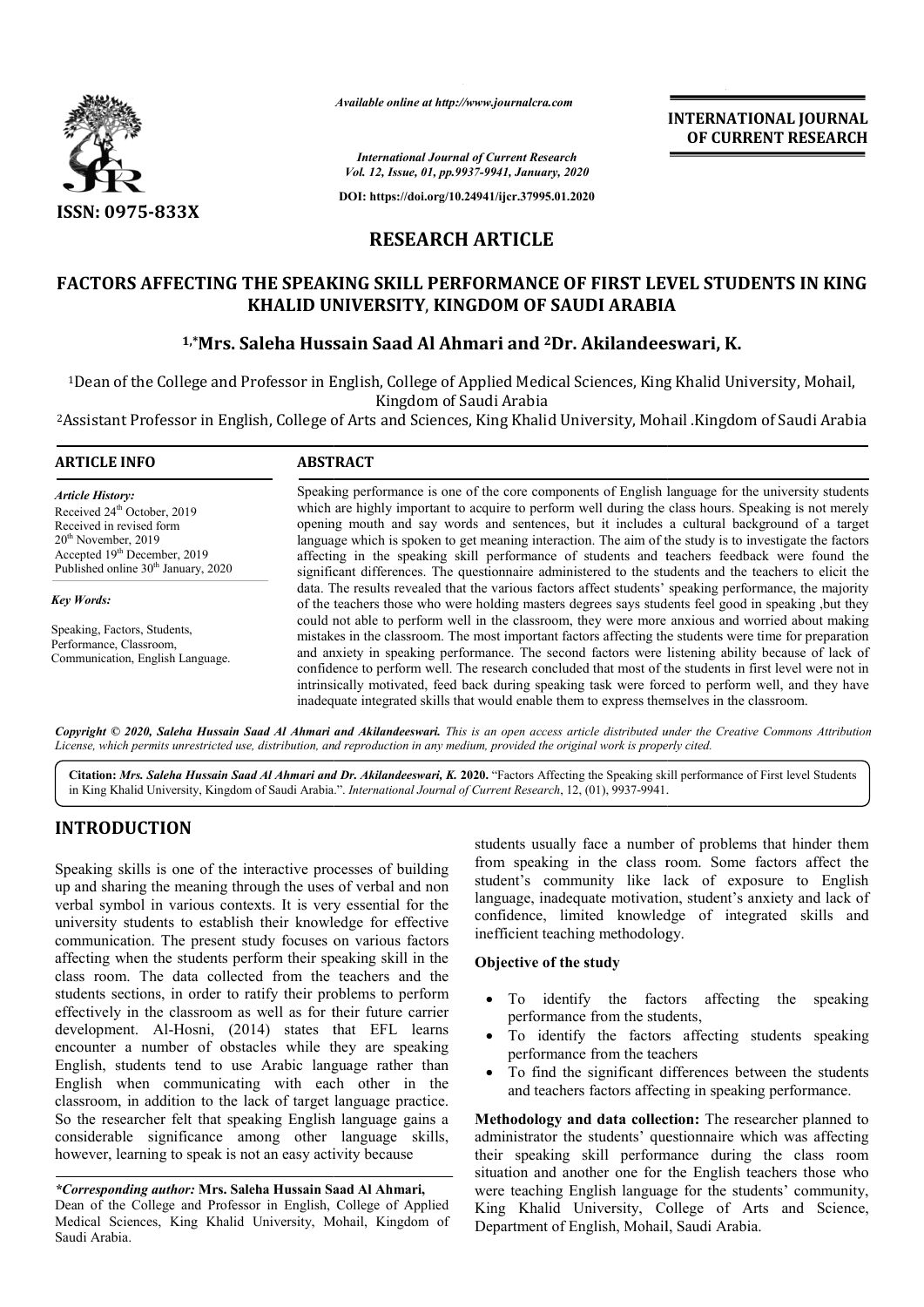# RESEARCH ARTICLE

## FACTORS AFFECTING THE SPEAKING SKILL PERFORMANCE OF FIRST LEVEL STUDENTS IN KING KHALID UNIVERSITY, KINGDOM OF SAUDI ARABIA

**[1,*]Mrs. Saleha Hussain Saad Al Ahmari and [2]Dr. Akilandeeswari, K.**

[1]Dean of the College and Professor in English, College of Applied Medical Sciences, King Khalid University, Mohail, Kingdom of Saudi Arabia

[2]Assistant Professor in English, College of Arts and Sciences, King Khalid University, Mohail .Kingdom of Saudi Arabia

### ARTICLE INFO

*Article History:*
Received 24th October, 2019
Received in revised form 20th November, 2019
Accepted 19th December, 2019
Published online 30th January, 2020

*Key Words:*
Speaking, Factors, Students, Performance, Classroom, Communication, English Language.

### ABSTRACT

Speaking performance is one of the core components of English language for the university students which are highly important to acquire to perform well during the class hours. Speaking is not merely opening mouth and say words and sentences, but it includes a cultural background of a target language which is spoken to get meaning interaction. The aim of the study is to investigate the factors affecting in the speaking skill performance of students and teachers feedback were found the significant differences. The questionnaire administered to the students and the teachers to elicit the data. The results revealed that the various factors affect students' speaking performance, the majority of the teachers those who were holding masters degrees says students feel good in speaking ,but they could not able to perform well in the classroom, they were more anxious and worried about making mistakes in the classroom. The most important factors affecting the students were time for preparation and anxiety in speaking performance. The second factors were listening ability because of lack of confidence to perform well. The research concluded that most of the students in first level were not in intrinsically motivated, feed back during speaking task were forced to perform well, and they have inadequate integrated skills that would enable them to express themselves in the classroom.

*Copyright © 2020, Saleha Hussain Saad Al Ahmari and Akilandeeswari. This is an open access article distributed under the Creative Commons Attribution License, which permits unrestricted use, distribution, and reproduction in any medium, provided the original work is properly cited.*

**Citation:** *Mrs. Saleha Hussain Saad Al Ahmari and Dr. Akilandeeswari, K.* **2020.** "Factors Affecting the Speaking skill performance of First level Students in King Khalid University, Kingdom of Saudi Arabia.". *International Journal of Current Research*, 12, (01), 9937-9941.

## INTRODUCTION

Speaking skills is one of the interactive processes of building up and sharing the meaning through the uses of verbal and non verbal symbol in various contexts. It is very essential for the university students to establish their knowledge for effective communication. The present study focuses on various factors affecting when the students perform their speaking skill in the class room. The data collected from the teachers and the students sections, in order to ratify their problems to perform effectively in the classroom as well as for their future carrier development. Al-Hosni, (2014) states that EFL learns encounter a number of obstacles while they are speaking English, students tend to use Arabic language rather than English when communicating with each other in the classroom, in addition to the lack of target language practice. So the researcher felt that speaking English language gains a considerable significance among other language skills, however, learning to speak is not an easy activity because students usually face a number of problems that hinder them from speaking in the class room. Some factors affect the student's community like lack of exposure to English language, inadequate motivation, student's anxiety and lack of confidence, limited knowledge of integrated skills and inefficient teaching methodology.

**Objective of the study**

- To identify the factors affecting the speaking performance from the students,
- To identify the factors affecting students speaking performance from the teachers
- To find the significant differences between the students and teachers factors affecting in speaking performance.

**Methodology and data collection:** The researcher planned to administrator the students' questionnaire which was affecting their speaking skill performance during the class room situation and another one for the English teachers those who were teaching English language for the students' community, King Khalid University, College of Arts and Science, Department of English, Mohail, Saudi Arabia.

*\*Corresponding author:* **Mrs. Saleha Hussain Saad Al Ahmari,**
Dean of the College and Professor in English, College of Applied Medical Sciences, King Khalid University, Mohail, Kingdom of Saudi Arabia.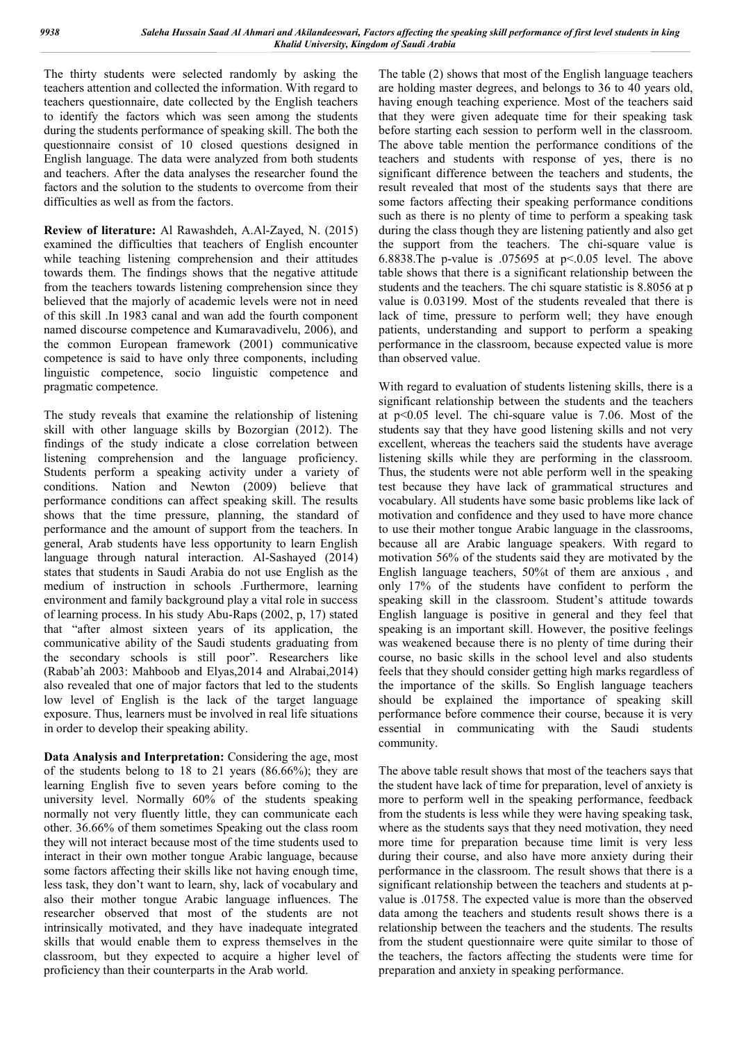The thirty students were selected randomly by asking the teachers attention and collected the information. With regard to teachers questionnaire, date collected by the English teachers to identify the factors which was seen among the students during the students performance of speaking skill. The both the questionnaire consist of 10 closed questions designed in English language. The data were analyzed from both students and teachers. After the data analyses the researcher found the factors and the solution to the students to overcome from their difficulties as well as from the factors.

**Review of literature:** Al Rawashdeh, A.Al-Zayed, N. (2015) examined the difficulties that teachers of English encounter while teaching listening comprehension and their attitudes towards them. The findings shows that the negative attitude from the teachers towards listening comprehension since they believed that the majorly of academic levels were not in need of this skill .In 1983 canal and wan add the fourth component named discourse competence and Kumaravadivelu, 2006), and the common European framework (2001) communicative competence is said to have only three components, including linguistic competence, socio linguistic competence and pragmatic competence.

The study reveals that examine the relationship of listening skill with other language skills by Bozorgian (2012). The findings of the study indicate a close correlation between listening comprehension and the language proficiency. Students perform a speaking activity under a variety of conditions. Nation and Newton (2009) believe that performance conditions can affect speaking skill. The results shows that the time pressure, planning, the standard of performance and the amount of support from the teachers. In general, Arab students have less opportunity to learn English language through natural interaction. Al-Sashayed (2014) states that students in Saudi Arabia do not use English as the medium of instruction in schools .Furthermore, learning environment and family background play a vital role in success of learning process. In his study Abu-Raps (2002, p, 17) stated that "after almost sixteen years of its application, the communicative ability of the Saudi students graduating from the secondary schools is still poor". Researchers like (Rabab'ah 2003: Mahboob and Elyas,2014 and Alrabai,2014) also revealed that one of major factors that led to the students low level of English is the lack of the target language exposure. Thus, learners must be involved in real life situations in order to develop their speaking ability.

**Data Analysis and Interpretation:** Considering the age, most of the students belong to 18 to 21 years (86.66%); they are learning English five to seven years before coming to the university level. Normally 60% of the students speaking normally not very fluently little, they can communicate each other. 36.66% of them sometimes Speaking out the class room they will not interact because most of the time students used to interact in their own mother tongue Arabic language, because some factors affecting their skills like not having enough time, less task, they don't want to learn, shy, lack of vocabulary and also their mother tongue Arabic language influences. The researcher observed that most of the students are not intrinsically motivated, and they have inadequate integrated skills that would enable them to express themselves in the classroom, but they expected to acquire a higher level of proficiency than their counterparts in the Arab world.

The table (2) shows that most of the English language teachers are holding master degrees, and belongs to 36 to 40 years old, having enough teaching experience. Most of the teachers said that they were given adequate time for their speaking task before starting each session to perform well in the classroom. The above table mention the performance conditions of the teachers and students with response of yes, there is no significant difference between the teachers and students, the result revealed that most of the students says that there are some factors affecting their speaking performance conditions such as there is no plenty of time to perform a speaking task during the class though they are listening patiently and also get the support from the teachers. The chi-square value is 6.8838.The p-value is .075695 at $p<.0.05$ level. The above table shows that there is a significant relationship between the students and the teachers. The chi square statistic is 8.8056 at p value is 0.03199. Most of the students revealed that there is lack of time, pressure to perform well; they have enough patients, understanding and support to perform a speaking performance in the classroom, because expected value is more than observed value.

With regard to evaluation of students listening skills, there is a significant relationship between the students and the teachers at $p<0.05$ level. The chi-square value is 7.06. Most of the students say that they have good listening skills and not very excellent, whereas the teachers said the students have average listening skills while they are performing in the classroom. Thus, the students were not able perform well in the speaking test because they have lack of grammatical structures and vocabulary. All students have some basic problems like lack of motivation and confidence and they used to have more chance to use their mother tongue Arabic language in the classrooms, because all are Arabic language speakers. With regard to motivation 56% of the students said they are motivated by the English language teachers, 50%t of them are anxious , and only 17% of the students have confident to perform the speaking skill in the classroom. Student's attitude towards English language is positive in general and they feel that speaking is an important skill. However, the positive feelings was weakened because there is no plenty of time during their course, no basic skills in the school level and also students feels that they should consider getting high marks regardless of the importance of the skills. So English language teachers should be explained the importance of speaking skill performance before commence their course, because it is very essential in communicating with the Saudi students community.

The above table result shows that most of the teachers says that the student have lack of time for preparation, level of anxiety is more to perform well in the speaking performance, feedback from the students is less while they were having speaking task, where as the students says that they need motivation, they need more time for preparation because time limit is very less during their course, and also have more anxiety during their performance in the classroom. The result shows that there is a significant relationship between the teachers and students at p-value is .01758. The expected value is more than the observed data among the teachers and students result shows there is a relationship between the teachers and the students. The results from the student questionnaire were quite similar to those of the teachers, the factors affecting the students were time for preparation and anxiety in speaking performance.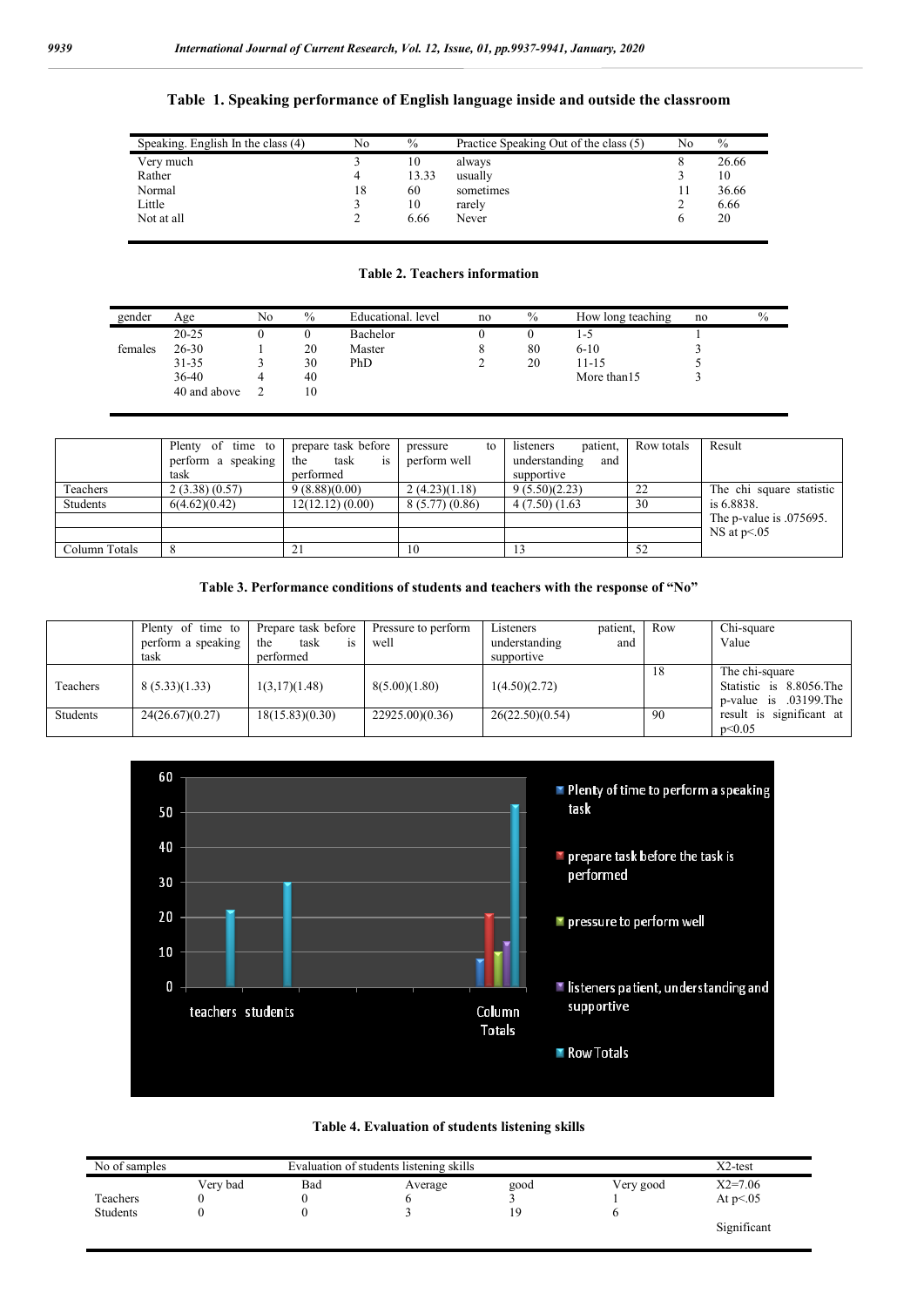**Table 1. Speaking performance of English language inside and outside the classroom**

| Speaking. English In the class (4) | No | % | Practice Speaking Out of the class (5) | No | % |
|---|---|---|---|---|---|
| Very much | 3 | 10 | always | 8 | 26.66 |
| Rather | 4 | 13.33 | usually | 3 | 10 |
| Normal | 18 | 60 | sometimes | 11 | 36.66 |
| Little | 3 | 10 | rarely | 2 | 6.66 |
| Not at all | 2 | 6.66 | Never | 6 | 20 |

**Table 2. Teachers information**

| gender | Age | No | % | Educational. level | no | % | How long teaching | no | % |
|---|---|---|---|---|---|---|---|---|---|
| | 20-25 | 0 | 0 | Bachelor | 0 | 0 | 1-5 | 1 | |
| females | 26-30 | 1 | 20 | Master | 8 | 80 | 6-10 | 3 | |
| | 31-35 | 3 | 30 | PhD | 2 | 20 | 11-15 | 5 | |
| | 36-40 | 4 | 40 | | | | More than15 | 3 | |
| | 40 and above | 2 | 10 | | | | | | |

| | Plenty of time to perform a speaking task | prepare task before the task is performed | pressure to perform well | listeners patient, understanding and supportive | Row totals | Result |
|---|---|---|---|---|---|---|
| Teachers | 2 (3.38) (0.57) | 9 (8.88)(0.00) | 2 (4.23)(1.18) | 9 (5.50)(2.23) | 22 | The chi square statistic is 6.8838. The p-value is .075695. NS at p<.05 |
| Students | 6(4.62)(0.42) | 12(12.12) (0.00) | 8 (5.77) (0.86) | 4 (7.50) (1.63 | 30 | |
| | | | | | | |
| | | | | | | |
| Column Totals | 8 | 21 | 10 | 13 | 52 | |

**Table 3. Performance conditions of students and teachers with the response of "No"**

| | Plenty of time to perform a speaking task | Prepare task before the task is performed | Pressure to perform well | Listeners patient, understanding and supportive | Row | Chi-square Value |
|---|---|---|---|---|---|---|
| Teachers | 8 (5.33)(1.33) | 1(3,17)(1.48) | 8(5.00)(1.80) | 1(4.50)(2.72) | 18 | The chi-square Statistic is 8.8056.The p-value is .03199.The result is significant at p<0.05 |
| Students | 24(26.67)(0.27) | 18(15.83)(0.30) | 22925.00)(0.36) | 26(22.50)(0.54) | 90 | |

**Table 4. Evaluation of students listening skills**

| No of samples | Evaluation of students listening skills | | | | | X2-test |
|---|---|---|---|---|---|---|
| | Very bad | Bad | Average | good | Very good | $X2=7.06$ At $p<.05$ |
| Teachers | 0 | 0 | 6 | 3 | 1 | |
| Students | 0 | 0 | 3 | 19 | 6 | Significant |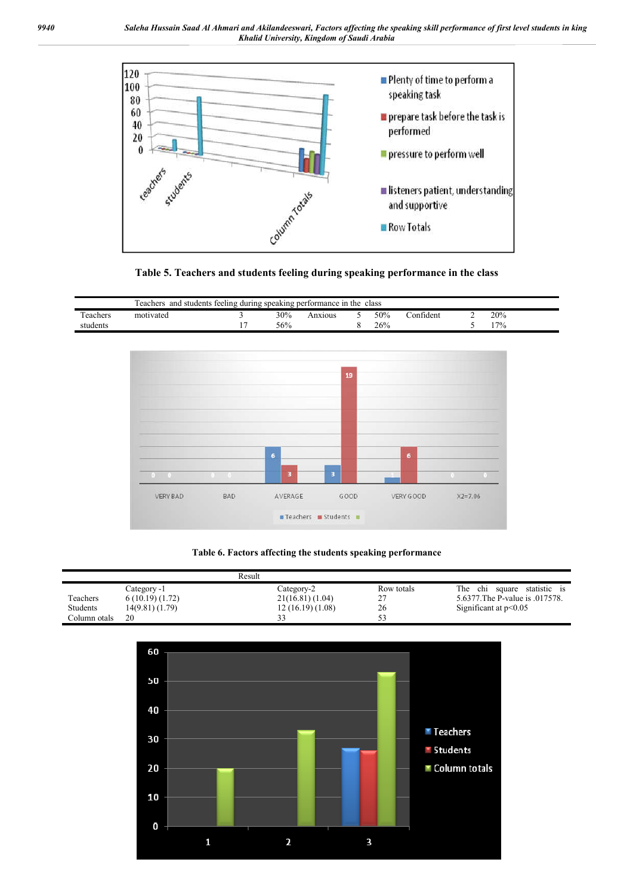**Table 5. Teachers and students feeling during speaking performance in the class**

| | Teachers and students feeling during speaking performance in the class | | | | | | | |
|---|---|---|---|---|---|---|---|---|
| Teachers | motivated | 3 | 30% | Anxious | 5 | 50% | Confident | 2 | 20% |
| students | | 17 | 56% | | 8 | 26% | | 5 | 17% |

**Table 6. Factors affecting the students speaking performance**

| | Result | | | |
|---|---|---|---|---|
| | Category -1 | Category-2 | Row totals | The chi square statistic is 5.6377.The P-value is .017578. Significant at p<0.05 |
| Teachers | 6 (10.19) (1.72) | 21(16.81) (1.04) | 27 | |
| Students | 14(9.81) (1.79) | 12 (16.19) (1.08) | 26 | |
| Column otals | 20 | 33 | 53 | |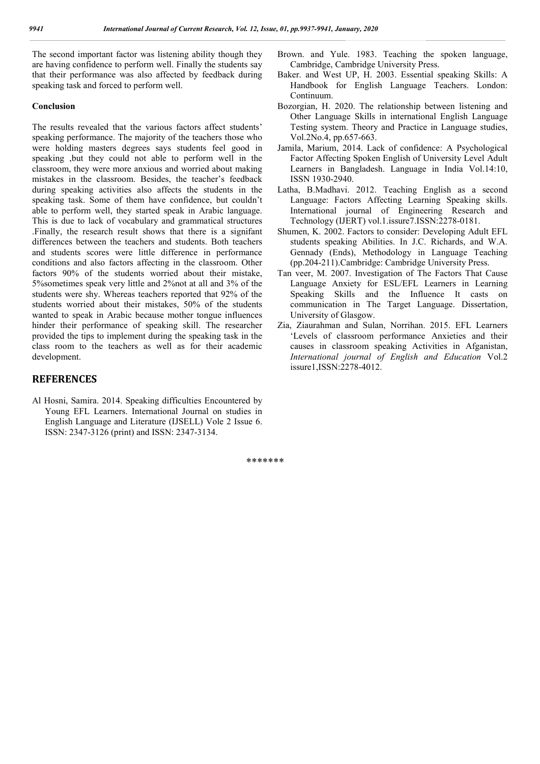The second important factor was listening ability though they are having confidence to perform well. Finally the students say that their performance was also affected by feedback during speaking task and forced to perform well.

### Conclusion

The results revealed that the various factors affect students' speaking performance. The majority of the teachers those who were holding masters degrees says students feel good in speaking ,but they could not able to perform well in the classroom, they were more anxious and worried about making mistakes in the classroom. Besides, the teacher's feedback during speaking activities also affects the students in the speaking task. Some of them have confidence, but couldn't able to perform well, they started speak in Arabic language. This is due to lack of vocabulary and grammatical structures .Finally, the research result shows that there is a signifant differences between the teachers and students. Both teachers and students scores were little difference in performance conditions and also factors affecting in the classroom. Other factors 90% of the students worried about their mistake, 5%sometimes speak very little and 2%not at all and 3% of the students were shy. Whereas teachers reported that 92% of the students worried about their mistakes, 50% of the students wanted to speak in Arabic because mother tongue influences hinder their performance of speaking skill. The researcher provided the tips to implement during the speaking task in the class room to the teachers as well as for their academic development.

## REFERENCES

Al Hosni, Samira. 2014. Speaking difficulties Encountered by Young EFL Learners. International Journal on studies in English Language and Literature (IJSELL) Vole 2 Issue 6. ISSN: 2347-3126 (print) and ISSN: 2347-3134.

Brown. and Yule. 1983. Teaching the spoken language, Cambridge, Cambridge University Press.

Baker. and West UP, H. 2003. Essential speaking Skills: A Handbook for English Language Teachers. London: Continuum.

Bozorgian, H. 2020. The relationship between listening and Other Language Skills in international English Language Testing system. Theory and Practice in Language studies, Vol.2No.4, pp.657-663.

Jamila, Marium, 2014. Lack of confidence: A Psychological Factor Affecting Spoken English of University Level Adult Learners in Bangladesh. Language in India Vol.14:10, ISSN 1930-2940.

Latha, B.Madhavi. 2012. Teaching English as a second Language: Factors Affecting Learning Speaking skills. International journal of Engineering Research and Technology (IJERT) vol.1.issure7.ISSN:2278-0181.

Shumen, K. 2002. Factors to consider: Developing Adult EFL students speaking Abilities. In J.C. Richards, and W.A. Gennady (Ends), Methodology in Language Teaching (pp.204-211).Cambridge: Cambridge University Press.

Tan veer, M. 2007. Investigation of The Factors That Cause Language Anxiety for ESL/EFL Learners in Learning Speaking Skills and the Influence It casts on communication in The Target Language. Dissertation, University of Glasgow.

Zia, Ziaurahman and Sulan, Norrihan. 2015. EFL Learners 'Levels of classroom performance Anxieties and their causes in classroom speaking Activities in Afganistan, *International journal of English and Education* Vol.2 issure1,ISSN:2278-4012.

*******